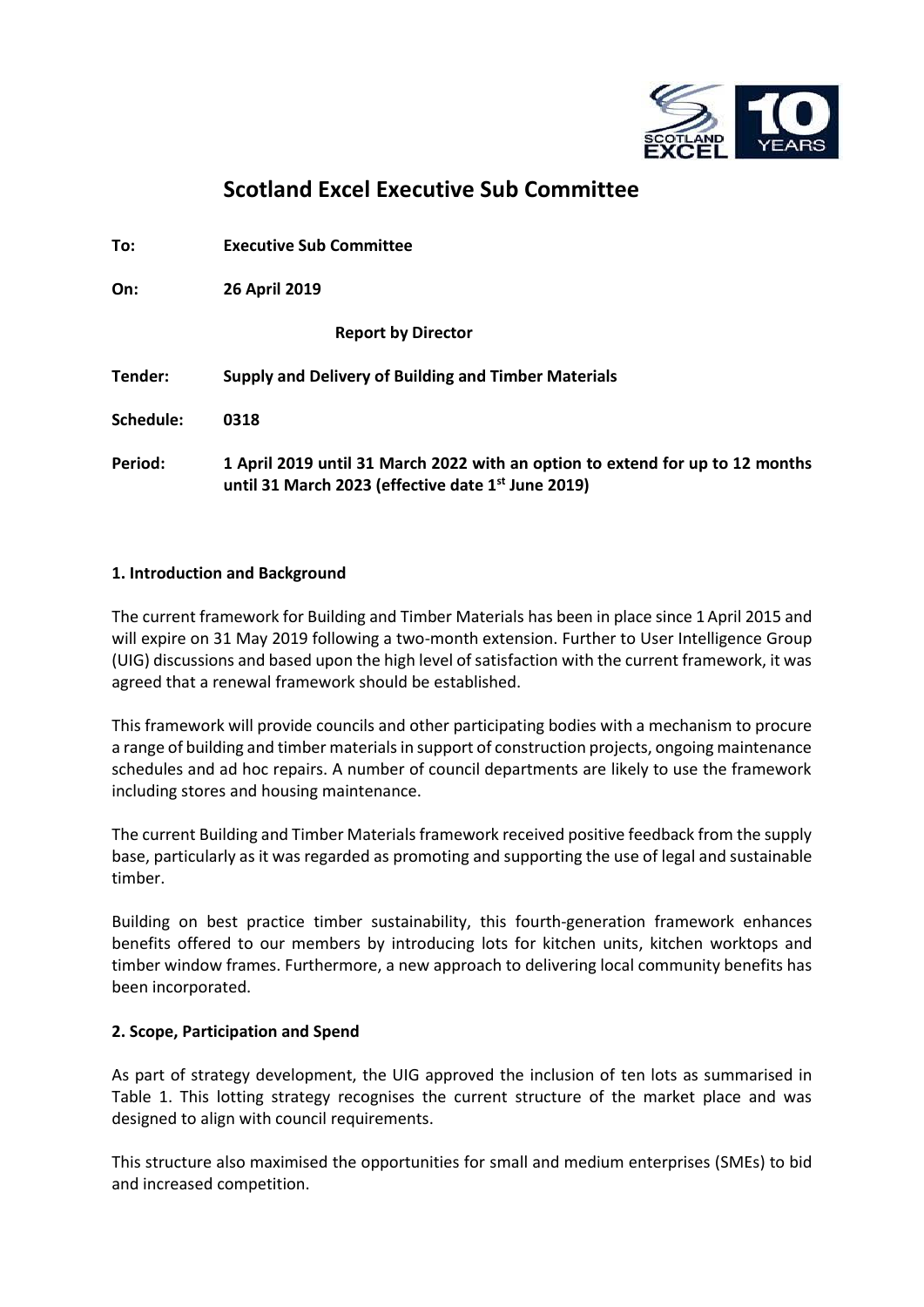# Scotland Excel Executive Sub Committee

**To:** **Executive Sub Committee**

**On:** **26 April 2019**

**Report by Director**

**Tender:** **Supply and Delivery of Building and Timber Materials**

**Schedule:** **0318**

**Period:** **1 April 2019 until 31 March 2022 with an option to extend for up to 12 months until 31 March 2023 (effective date 1st June 2019)**

## 1. Introduction and Background

The current framework for Building and Timber Materials has been in place since 1 April 2015 and will expire on 31 May 2019 following a two-month extension. Further to User Intelligence Group (UIG) discussions and based upon the high level of satisfaction with the current framework, it was agreed that a renewal framework should be established.

This framework will provide councils and other participating bodies with a mechanism to procure a range of building and timber materials in support of construction projects, ongoing maintenance schedules and ad hoc repairs. A number of council departments are likely to use the framework including stores and housing maintenance.

The current Building and Timber Materials framework received positive feedback from the supply base, particularly as it was regarded as promoting and supporting the use of legal and sustainable timber.

Building on best practice timber sustainability, this fourth-generation framework enhances benefits offered to our members by introducing lots for kitchen units, kitchen worktops and timber window frames. Furthermore, a new approach to delivering local community benefits has been incorporated.

## 2. Scope, Participation and Spend

As part of strategy development, the UIG approved the inclusion of ten lots as summarised in Table 1. This lotting strategy recognises the current structure of the market place and was designed to align with council requirements.

This structure also maximised the opportunities for small and medium enterprises (SMEs) to bid and increased competition.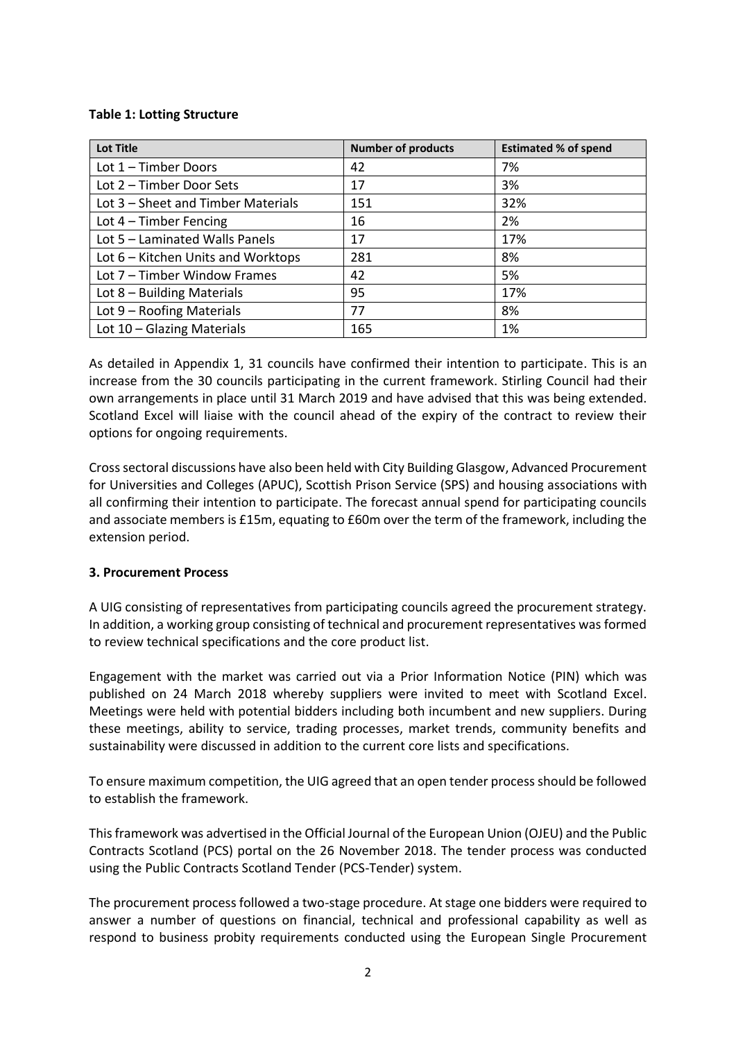**Table 1: Lotting Structure**

| Lot Title | Number of products | Estimated % of spend |
|---|---|---|
| Lot 1 – Timber Doors | 42 | 7% |
| Lot 2 – Timber Door Sets | 17 | 3% |
| Lot 3 – Sheet and Timber Materials | 151 | 32% |
| Lot 4 – Timber Fencing | 16 | 2% |
| Lot 5 – Laminated Walls Panels | 17 | 17% |
| Lot 6 – Kitchen Units and Worktops | 281 | 8% |
| Lot 7 – Timber Window Frames | 42 | 5% |
| Lot 8 – Building Materials | 95 | 17% |
| Lot 9 – Roofing Materials | 77 | 8% |
| Lot 10 – Glazing Materials | 165 | 1% |

As detailed in Appendix 1, 31 councils have confirmed their intention to participate. This is an increase from the 30 councils participating in the current framework. Stirling Council had their own arrangements in place until 31 March 2019 and have advised that this was being extended. Scotland Excel will liaise with the council ahead of the expiry of the contract to review their options for ongoing requirements.

Cross sectoral discussions have also been held with City Building Glasgow, Advanced Procurement for Universities and Colleges (APUC), Scottish Prison Service (SPS) and housing associations with all confirming their intention to participate. The forecast annual spend for participating councils and associate members is £15m, equating to £60m over the term of the framework, including the extension period.

**3. Procurement Process**

A UIG consisting of representatives from participating councils agreed the procurement strategy. In addition, a working group consisting of technical and procurement representatives was formed to review technical specifications and the core product list.

Engagement with the market was carried out via a Prior Information Notice (PIN) which was published on 24 March 2018 whereby suppliers were invited to meet with Scotland Excel. Meetings were held with potential bidders including both incumbent and new suppliers. During these meetings, ability to service, trading processes, market trends, community benefits and sustainability were discussed in addition to the current core lists and specifications.

To ensure maximum competition, the UIG agreed that an open tender process should be followed to establish the framework.

This framework was advertised in the Official Journal of the European Union (OJEU) and the Public Contracts Scotland (PCS) portal on the 26 November 2018. The tender process was conducted using the Public Contracts Scotland Tender (PCS-Tender) system.

The procurement process followed a two-stage procedure. At stage one bidders were required to answer a number of questions on financial, technical and professional capability as well as respond to business probity requirements conducted using the European Single Procurement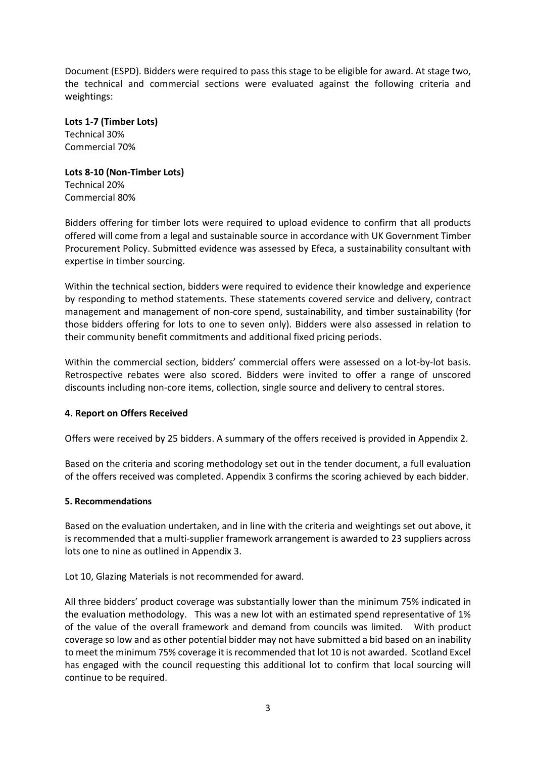Document (ESPD). Bidders were required to pass this stage to be eligible for award. At stage two, the technical and commercial sections were evaluated against the following criteria and weightings:

**Lots 1-7 (Timber Lots)**
Technical 30%
Commercial 70%

**Lots 8-10 (Non-Timber Lots)**
Technical 20%
Commercial 80%

Bidders offering for timber lots were required to upload evidence to confirm that all products offered will come from a legal and sustainable source in accordance with UK Government Timber Procurement Policy. Submitted evidence was assessed by Efeca, a sustainability consultant with expertise in timber sourcing.

Within the technical section, bidders were required to evidence their knowledge and experience by responding to method statements. These statements covered service and delivery, contract management and management of non-core spend, sustainability, and timber sustainability (for those bidders offering for lots to one to seven only). Bidders were also assessed in relation to their community benefit commitments and additional fixed pricing periods.

Within the commercial section, bidders' commercial offers were assessed on a lot-by-lot basis. Retrospective rebates were also scored. Bidders were invited to offer a range of unscored discounts including non-core items, collection, single source and delivery to central stores.

**4. Report on Offers Received**

Offers were received by 25 bidders. A summary of the offers received is provided in Appendix 2.

Based on the criteria and scoring methodology set out in the tender document, a full evaluation of the offers received was completed. Appendix 3 confirms the scoring achieved by each bidder.

**5. Recommendations**

Based on the evaluation undertaken, and in line with the criteria and weightings set out above, it is recommended that a multi-supplier framework arrangement is awarded to 23 suppliers across lots one to nine as outlined in Appendix 3.

Lot 10, Glazing Materials is not recommended for award.

All three bidders' product coverage was substantially lower than the minimum 75% indicated in the evaluation methodology. This was a new lot with an estimated spend representative of 1% of the value of the overall framework and demand from councils was limited. With product coverage so low and as other potential bidder may not have submitted a bid based on an inability to meet the minimum 75% coverage it is recommended that lot 10 is not awarded. Scotland Excel has engaged with the council requesting this additional lot to confirm that local sourcing will continue to be required.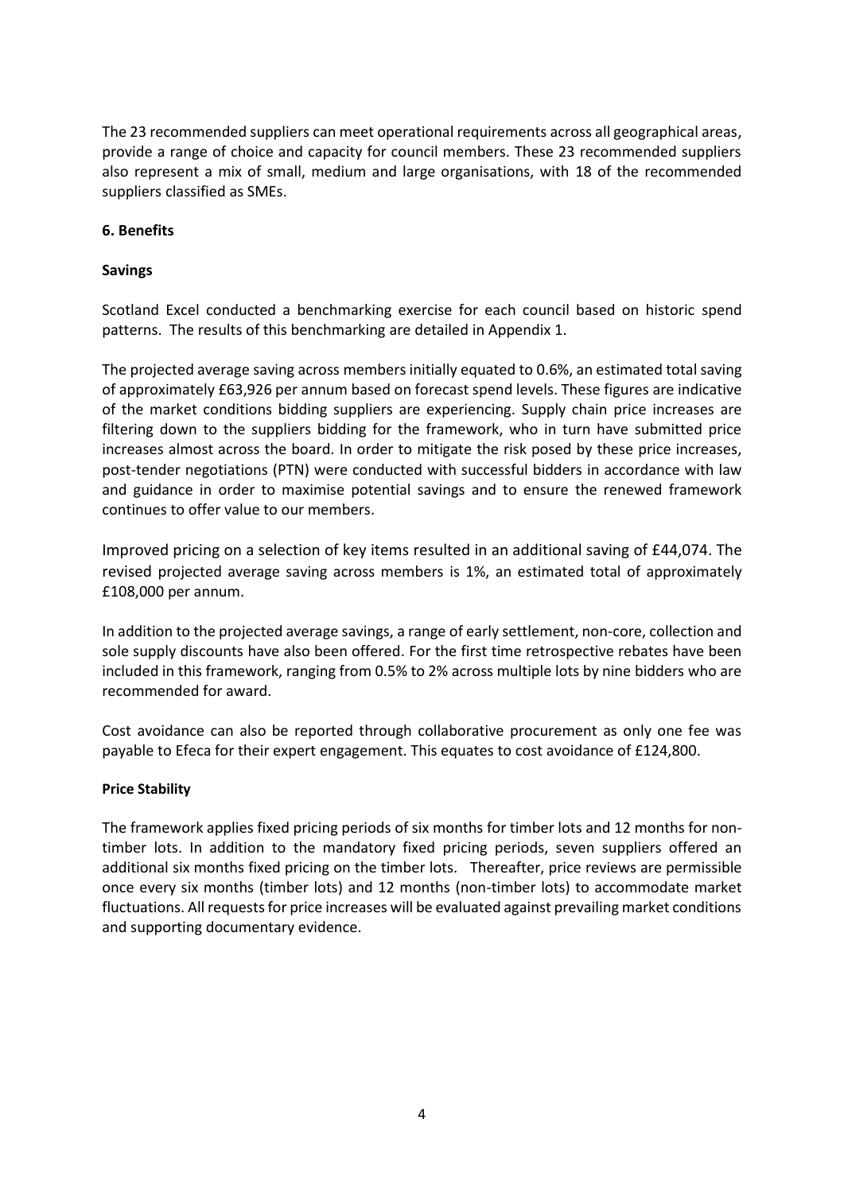The 23 recommended suppliers can meet operational requirements across all geographical areas, provide a range of choice and capacity for council members. These 23 recommended suppliers also represent a mix of small, medium and large organisations, with 18 of the recommended suppliers classified as SMEs.

## 6. Benefits

### Savings

Scotland Excel conducted a benchmarking exercise for each council based on historic spend patterns. The results of this benchmarking are detailed in Appendix 1.

The projected average saving across members initially equated to 0.6%, an estimated total saving of approximately £63,926 per annum based on forecast spend levels. These figures are indicative of the market conditions bidding suppliers are experiencing. Supply chain price increases are filtering down to the suppliers bidding for the framework, who in turn have submitted price increases almost across the board. In order to mitigate the risk posed by these price increases, post-tender negotiations (PTN) were conducted with successful bidders in accordance with law and guidance in order to maximise potential savings and to ensure the renewed framework continues to offer value to our members.

Improved pricing on a selection of key items resulted in an additional saving of £44,074. The revised projected average saving across members is 1%, an estimated total of approximately £108,000 per annum.

In addition to the projected average savings, a range of early settlement, non-core, collection and sole supply discounts have also been offered. For the first time retrospective rebates have been included in this framework, ranging from 0.5% to 2% across multiple lots by nine bidders who are recommended for award.

Cost avoidance can also be reported through collaborative procurement as only one fee was payable to Efeca for their expert engagement. This equates to cost avoidance of £124,800.

### Price Stability

The framework applies fixed pricing periods of six months for timber lots and 12 months for non-timber lots. In addition to the mandatory fixed pricing periods, seven suppliers offered an additional six months fixed pricing on the timber lots. Thereafter, price reviews are permissible once every six months (timber lots) and 12 months (non-timber lots) to accommodate market fluctuations. All requests for price increases will be evaluated against prevailing market conditions and supporting documentary evidence.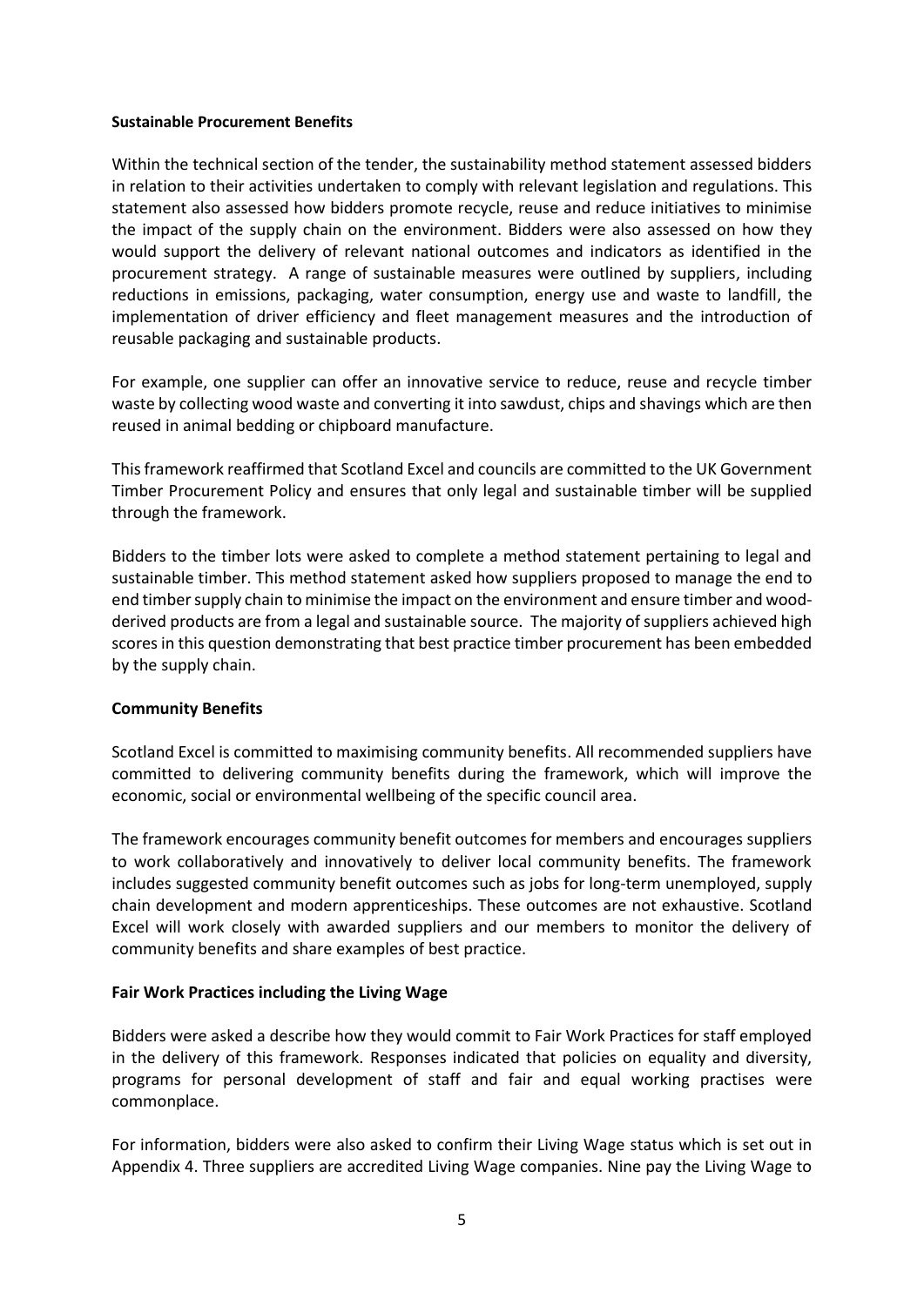**Sustainable Procurement Benefits**

Within the technical section of the tender, the sustainability method statement assessed bidders in relation to their activities undertaken to comply with relevant legislation and regulations. This statement also assessed how bidders promote recycle, reuse and reduce initiatives to minimise the impact of the supply chain on the environment. Bidders were also assessed on how they would support the delivery of relevant national outcomes and indicators as identified in the procurement strategy. A range of sustainable measures were outlined by suppliers, including reductions in emissions, packaging, water consumption, energy use and waste to landfill, the implementation of driver efficiency and fleet management measures and the introduction of reusable packaging and sustainable products.

For example, one supplier can offer an innovative service to reduce, reuse and recycle timber waste by collecting wood waste and converting it into sawdust, chips and shavings which are then reused in animal bedding or chipboard manufacture.

This framework reaffirmed that Scotland Excel and councils are committed to the UK Government Timber Procurement Policy and ensures that only legal and sustainable timber will be supplied through the framework.

Bidders to the timber lots were asked to complete a method statement pertaining to legal and sustainable timber. This method statement asked how suppliers proposed to manage the end to end timber supply chain to minimise the impact on the environment and ensure timber and wood-derived products are from a legal and sustainable source. The majority of suppliers achieved high scores in this question demonstrating that best practice timber procurement has been embedded by the supply chain.

**Community Benefits**

Scotland Excel is committed to maximising community benefits. All recommended suppliers have committed to delivering community benefits during the framework, which will improve the economic, social or environmental wellbeing of the specific council area.

The framework encourages community benefit outcomes for members and encourages suppliers to work collaboratively and innovatively to deliver local community benefits. The framework includes suggested community benefit outcomes such as jobs for long-term unemployed, supply chain development and modern apprenticeships. These outcomes are not exhaustive. Scotland Excel will work closely with awarded suppliers and our members to monitor the delivery of community benefits and share examples of best practice.

**Fair Work Practices including the Living Wage**

Bidders were asked a describe how they would commit to Fair Work Practices for staff employed in the delivery of this framework. Responses indicated that policies on equality and diversity, programs for personal development of staff and fair and equal working practises were commonplace.

For information, bidders were also asked to confirm their Living Wage status which is set out in Appendix 4. Three suppliers are accredited Living Wage companies. Nine pay the Living Wage to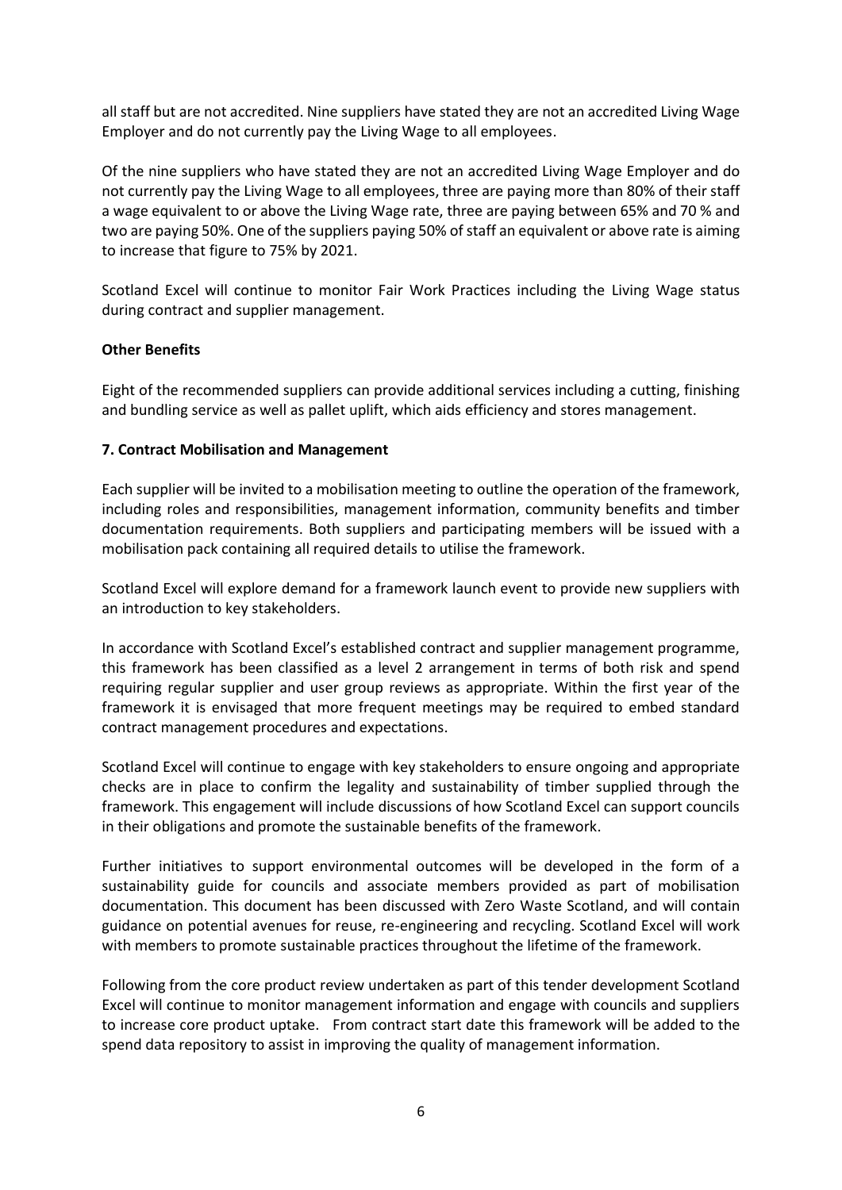all staff but are not accredited. Nine suppliers have stated they are not an accredited Living Wage Employer and do not currently pay the Living Wage to all employees.

Of the nine suppliers who have stated they are not an accredited Living Wage Employer and do not currently pay the Living Wage to all employees, three are paying more than 80% of their staff a wage equivalent to or above the Living Wage rate, three are paying between 65% and 70 % and two are paying 50%. One of the suppliers paying 50% of staff an equivalent or above rate is aiming to increase that figure to 75% by 2021.

Scotland Excel will continue to monitor Fair Work Practices including the Living Wage status during contract and supplier management.

**Other Benefits**

Eight of the recommended suppliers can provide additional services including a cutting, finishing and bundling service as well as pallet uplift, which aids efficiency and stores management.

**7. Contract Mobilisation and Management**

Each supplier will be invited to a mobilisation meeting to outline the operation of the framework, including roles and responsibilities, management information, community benefits and timber documentation requirements. Both suppliers and participating members will be issued with a mobilisation pack containing all required details to utilise the framework.

Scotland Excel will explore demand for a framework launch event to provide new suppliers with an introduction to key stakeholders.

In accordance with Scotland Excel's established contract and supplier management programme, this framework has been classified as a level 2 arrangement in terms of both risk and spend requiring regular supplier and user group reviews as appropriate. Within the first year of the framework it is envisaged that more frequent meetings may be required to embed standard contract management procedures and expectations.

Scotland Excel will continue to engage with key stakeholders to ensure ongoing and appropriate checks are in place to confirm the legality and sustainability of timber supplied through the framework. This engagement will include discussions of how Scotland Excel can support councils in their obligations and promote the sustainable benefits of the framework.

Further initiatives to support environmental outcomes will be developed in the form of a sustainability guide for councils and associate members provided as part of mobilisation documentation. This document has been discussed with Zero Waste Scotland, and will contain guidance on potential avenues for reuse, re-engineering and recycling. Scotland Excel will work with members to promote sustainable practices throughout the lifetime of the framework.

Following from the core product review undertaken as part of this tender development Scotland Excel will continue to monitor management information and engage with councils and suppliers to increase core product uptake. From contract start date this framework will be added to the spend data repository to assist in improving the quality of management information.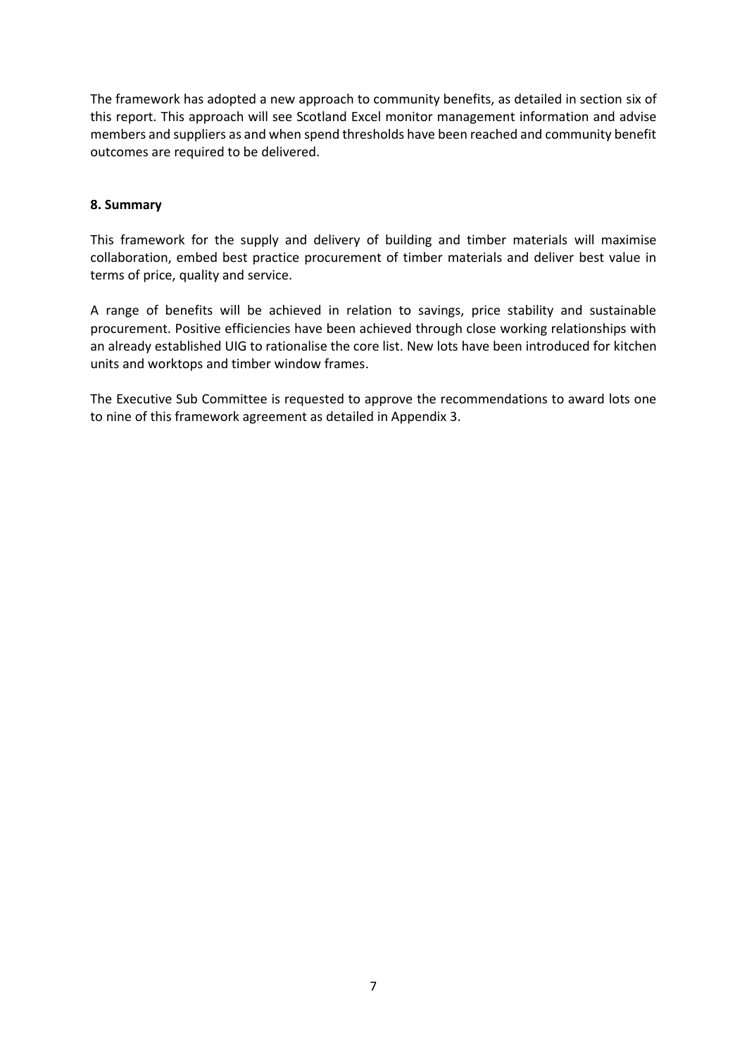The framework has adopted a new approach to community benefits, as detailed in section six of this report. This approach will see Scotland Excel monitor management information and advise members and suppliers as and when spend thresholds have been reached and community benefit outcomes are required to be delivered.

## 8. Summary

This framework for the supply and delivery of building and timber materials will maximise collaboration, embed best practice procurement of timber materials and deliver best value in terms of price, quality and service.

A range of benefits will be achieved in relation to savings, price stability and sustainable procurement. Positive efficiencies have been achieved through close working relationships with an already established UIG to rationalise the core list. New lots have been introduced for kitchen units and worktops and timber window frames.

The Executive Sub Committee is requested to approve the recommendations to award lots one to nine of this framework agreement as detailed in Appendix 3.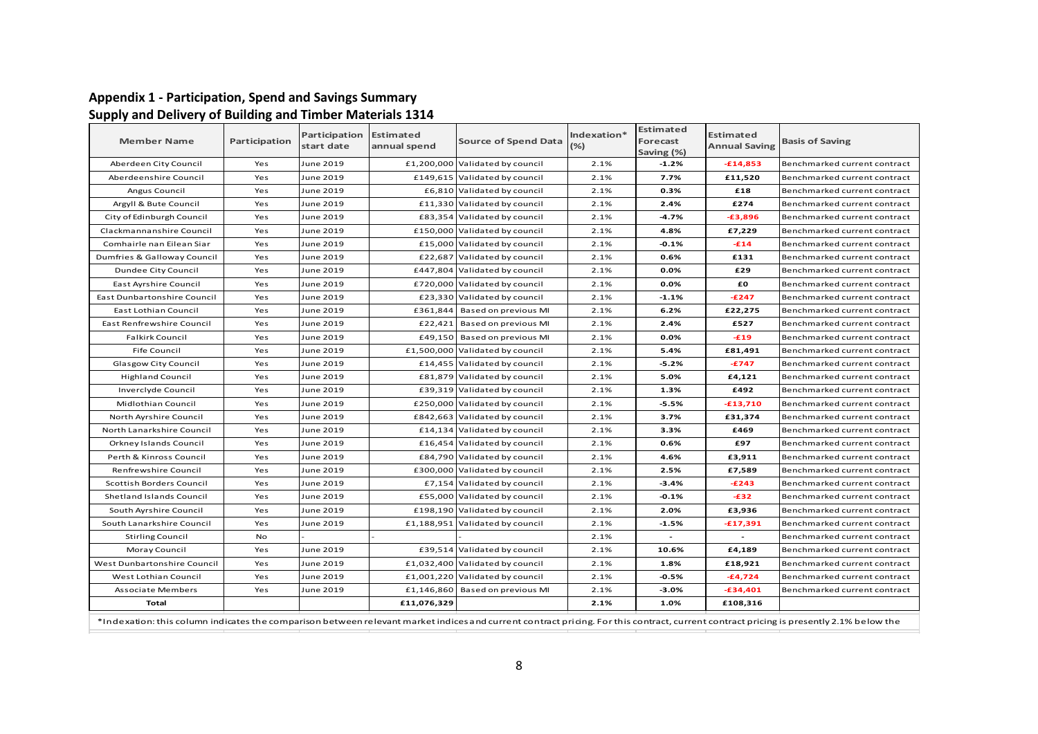## Appendix 1 - Participation, Spend and Savings Summary
## Supply and Delivery of Building and Timber Materials 1314

| Member Name | Participation | Participation start date | Estimated annual spend | Source of Spend Data | Indexation* (%) | Estimated Forecast Saving (%) | Estimated Annual Saving | Basis of Saving |
|---|---|---|---|---|---|---|---|---|
| Aberdeen City Council | Yes | June 2019 | £1,200,000 | Validated by council | 2.1% | -1.2% | -£14,853 | Benchmarked current contract |
| Aberdeenshire Council | Yes | June 2019 | £149,615 | Validated by council | 2.1% | 7.7% | £11,520 | Benchmarked current contract |
| Angus Council | Yes | June 2019 | £6,810 | Validated by council | 2.1% | 0.3% | £18 | Benchmarked current contract |
| Argyll & Bute Council | Yes | June 2019 | £11,330 | Validated by council | 2.1% | 2.4% | £274 | Benchmarked current contract |
| City of Edinburgh Council | Yes | June 2019 | £83,354 | Validated by council | 2.1% | -4.7% | -£3,896 | Benchmarked current contract |
| Clackmannanshire Council | Yes | June 2019 | £150,000 | Validated by council | 2.1% | 4.8% | £7,229 | Benchmarked current contract |
| Comhairle nan Eilean Siar | Yes | June 2019 | £15,000 | Validated by council | 2.1% | -0.1% | -£14 | Benchmarked current contract |
| Dumfries & Galloway Council | Yes | June 2019 | £22,687 | Validated by council | 2.1% | 0.6% | £131 | Benchmarked current contract |
| Dundee City Council | Yes | June 2019 | £447,804 | Validated by council | 2.1% | 0.0% | £29 | Benchmarked current contract |
| East Ayrshire Council | Yes | June 2019 | £720,000 | Validated by council | 2.1% | 0.0% | £0 | Benchmarked current contract |
| East Dunbartonshire Council | Yes | June 2019 | £23,330 | Validated by council | 2.1% | -1.1% | -£247 | Benchmarked current contract |
| East Lothian Council | Yes | June 2019 | £361,844 | Based on previous MI | 2.1% | 6.2% | £22,275 | Benchmarked current contract |
| East Renfrewshire Council | Yes | June 2019 | £22,421 | Based on previous MI | 2.1% | 2.4% | £527 | Benchmarked current contract |
| Falkirk Council | Yes | June 2019 | £49,150 | Based on previous MI | 2.1% | 0.0% | -£19 | Benchmarked current contract |
| Fife Council | Yes | June 2019 | £1,500,000 | Validated by council | 2.1% | 5.4% | £81,491 | Benchmarked current contract |
| Glasgow City Council | Yes | June 2019 | £14,455 | Validated by council | 2.1% | -5.2% | -£747 | Benchmarked current contract |
| Highland Council | Yes | June 2019 | £81,879 | Validated by council | 2.1% | 5.0% | £4,121 | Benchmarked current contract |
| Inverclyde Council | Yes | June 2019 | £39,319 | Validated by council | 2.1% | 1.3% | £492 | Benchmarked current contract |
| Midlothian Council | Yes | June 2019 | £250,000 | Validated by council | 2.1% | -5.5% | -£13,710 | Benchmarked current contract |
| North Ayrshire Council | Yes | June 2019 | £842,663 | Validated by council | 2.1% | 3.7% | £31,374 | Benchmarked current contract |
| North Lanarkshire Council | Yes | June 2019 | £14,134 | Validated by council | 2.1% | 3.3% | £469 | Benchmarked current contract |
| Orkney Islands Council | Yes | June 2019 | £16,454 | Validated by council | 2.1% | 0.6% | £97 | Benchmarked current contract |
| Perth & Kinross Council | Yes | June 2019 | £84,790 | Validated by council | 2.1% | 4.6% | £3,911 | Benchmarked current contract |
| Renfrewshire Council | Yes | June 2019 | £300,000 | Validated by council | 2.1% | 2.5% | £7,589 | Benchmarked current contract |
| Scottish Borders Council | Yes | June 2019 | £7,154 | Validated by council | 2.1% | -3.4% | -£243 | Benchmarked current contract |
| Shetland Islands Council | Yes | June 2019 | £55,000 | Validated by council | 2.1% | -0.1% | -£32 | Benchmarked current contract |
| South Ayrshire Council | Yes | June 2019 | £198,190 | Validated by council | 2.1% | 2.0% | £3,936 | Benchmarked current contract |
| South Lanarkshire Council | Yes | June 2019 | £1,188,951 | Validated by council | 2.1% | -1.5% | -£17,391 | Benchmarked current contract |
| Stirling Council | No | - | - | - | 2.1% | - | - | Benchmarked current contract |
| Moray Council | Yes | June 2019 | £39,514 | Validated by council | 2.1% | 10.6% | £4,189 | Benchmarked current contract |
| West Dunbartonshire Council | Yes | June 2019 | £1,032,400 | Validated by council | 2.1% | 1.8% | £18,921 | Benchmarked current contract |
| West Lothian Council | Yes | June 2019 | £1,001,220 | Validated by council | 2.1% | -0.5% | -£4,724 | Benchmarked current contract |
| Associate Members | Yes | June 2019 | £1,146,860 | Based on previous MI | 2.1% | -3.0% | -£34,401 | Benchmarked current contract |
| **Total** | | | **£11,076,329** | | **2.1%** | **1.0%** | **£108,316** | |

*Indexation: this column indicates the comparison between relevant market indices and current contract pricing. For this contract, current contract pricing is presently 2.1% below the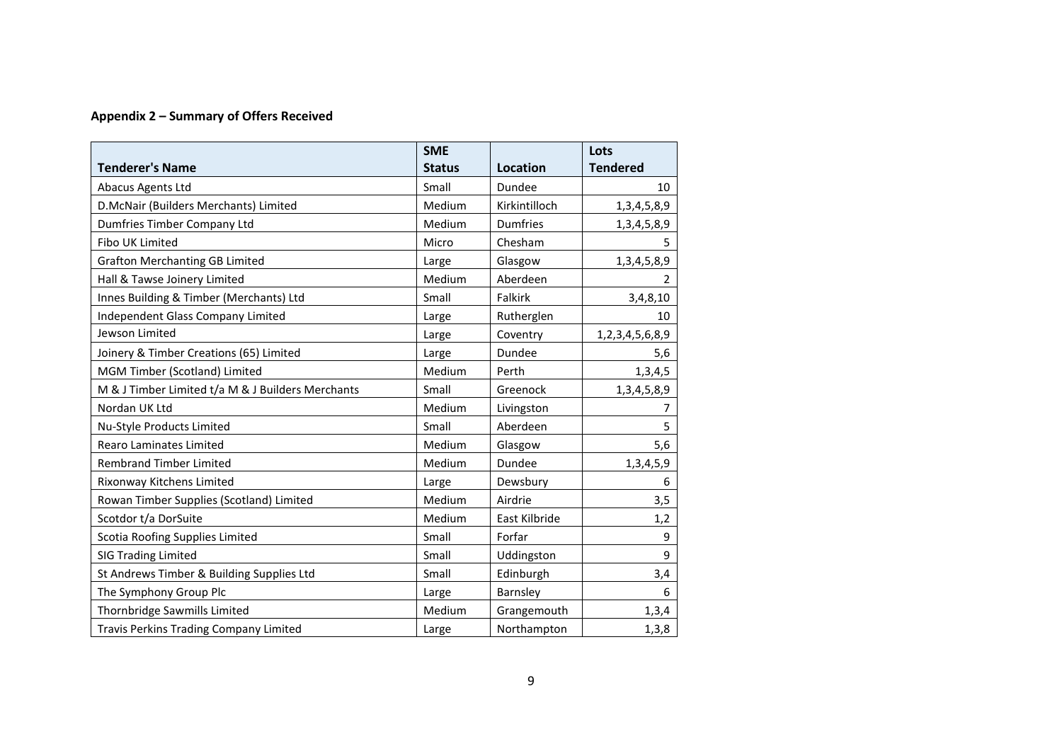**Appendix 2 – Summary of Offers Received**

| Tenderer's Name | SME Status | Location | Lots Tendered |
|---|---|---|---|
| Abacus Agents Ltd | Small | Dundee | 10 |
| D.McNair (Builders Merchants) Limited | Medium | Kirkintilloch | 1,3,4,5,8,9 |
| Dumfries Timber Company Ltd | Medium | Dumfries | 1,3,4,5,8,9 |
| Fibo UK Limited | Micro | Chesham | 5 |
| Grafton Merchanting GB Limited | Large | Glasgow | 1,3,4,5,8,9 |
| Hall & Tawse Joinery Limited | Medium | Aberdeen | 2 |
| Innes Building & Timber (Merchants) Ltd | Small | Falkirk | 3,4,8,10 |
| Independent Glass Company Limited | Large | Rutherglen | 10 |
| Jewson Limited | Large | Coventry | 1,2,3,4,5,6,8,9 |
| Joinery & Timber Creations (65) Limited | Large | Dundee | 5,6 |
| MGM Timber (Scotland) Limited | Medium | Perth | 1,3,4,5 |
| M & J Timber Limited t/a M & J Builders Merchants | Small | Greenock | 1,3,4,5,8,9 |
| Nordan UK Ltd | Medium | Livingston | 7 |
| Nu-Style Products Limited | Small | Aberdeen | 5 |
| Rearo Laminates Limited | Medium | Glasgow | 5,6 |
| Rembrand Timber Limited | Medium | Dundee | 1,3,4,5,9 |
| Rixonway Kitchens Limited | Large | Dewsbury | 6 |
| Rowan Timber Supplies (Scotland) Limited | Medium | Airdrie | 3,5 |
| Scotdor t/a DorSuite | Medium | East Kilbride | 1,2 |
| Scotia Roofing Supplies Limited | Small | Forfar | 9 |
| SIG Trading Limited | Small | Uddingston | 9 |
| St Andrews Timber & Building Supplies Ltd | Small | Edinburgh | 3,4 |
| The Symphony Group Plc | Large | Barnsley | 6 |
| Thornbridge Sawmills Limited | Medium | Grangemouth | 1,3,4 |
| Travis Perkins Trading Company Limited | Large | Northampton | 1,3,8 |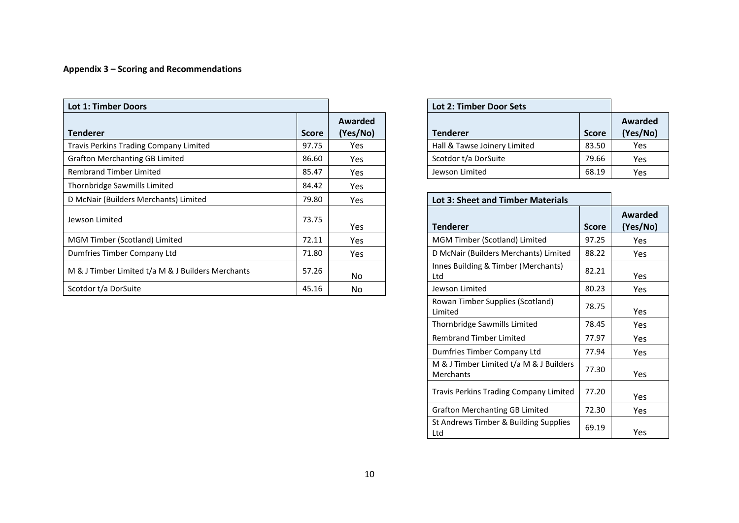**Appendix 3 – Scoring and Recommendations**

| Lot 1: Timber Doors | | |
|---|---|---|
| **Tenderer** | **Score** | **Awarded (Yes/No)** |
| Travis Perkins Trading Company Limited | 97.75 | Yes |
| Grafton Merchanting GB Limited | 86.60 | Yes |
| Rembrand Timber Limited | 85.47 | Yes |
| Thornbridge Sawmills Limited | 84.42 | Yes |
| D McNair (Builders Merchants) Limited | 79.80 | Yes |
| Jewson Limited | 73.75 | Yes |
| MGM Timber (Scotland) Limited | 72.11 | Yes |
| Dumfries Timber Company Ltd | 71.80 | Yes |
| M & J Timber Limited t/a M & J Builders Merchants | 57.26 | No |
| Scotdor t/a DorSuite | 45.16 | No |

| Lot 2: Timber Door Sets | | |
|---|---|---|
| **Tenderer** | **Score** | **Awarded (Yes/No)** |
| Hall & Tawse Joinery Limited | 83.50 | Yes |
| Scotdor t/a DorSuite | 79.66 | Yes |
| Jewson Limited | 68.19 | Yes |

| Lot 3: Sheet and Timber Materials | | |
|---|---|---|
| **Tenderer** | **Score** | **Awarded (Yes/No)** |
| MGM Timber (Scotland) Limited | 97.25 | Yes |
| D McNair (Builders Merchants) Limited | 88.22 | Yes |
| Innes Building & Timber (Merchants) Ltd | 82.21 | Yes |
| Jewson Limited | 80.23 | Yes |
| Rowan Timber Supplies (Scotland) Limited | 78.75 | Yes |
| Thornbridge Sawmills Limited | 78.45 | Yes |
| Rembrand Timber Limited | 77.97 | Yes |
| Dumfries Timber Company Ltd | 77.94 | Yes |
| M & J Timber Limited t/a M & J Builders Merchants | 77.30 | Yes |
| Travis Perkins Trading Company Limited | 77.20 | Yes |
| Grafton Merchanting GB Limited | 72.30 | Yes |
| St Andrews Timber & Building Supplies Ltd | 69.19 | Yes |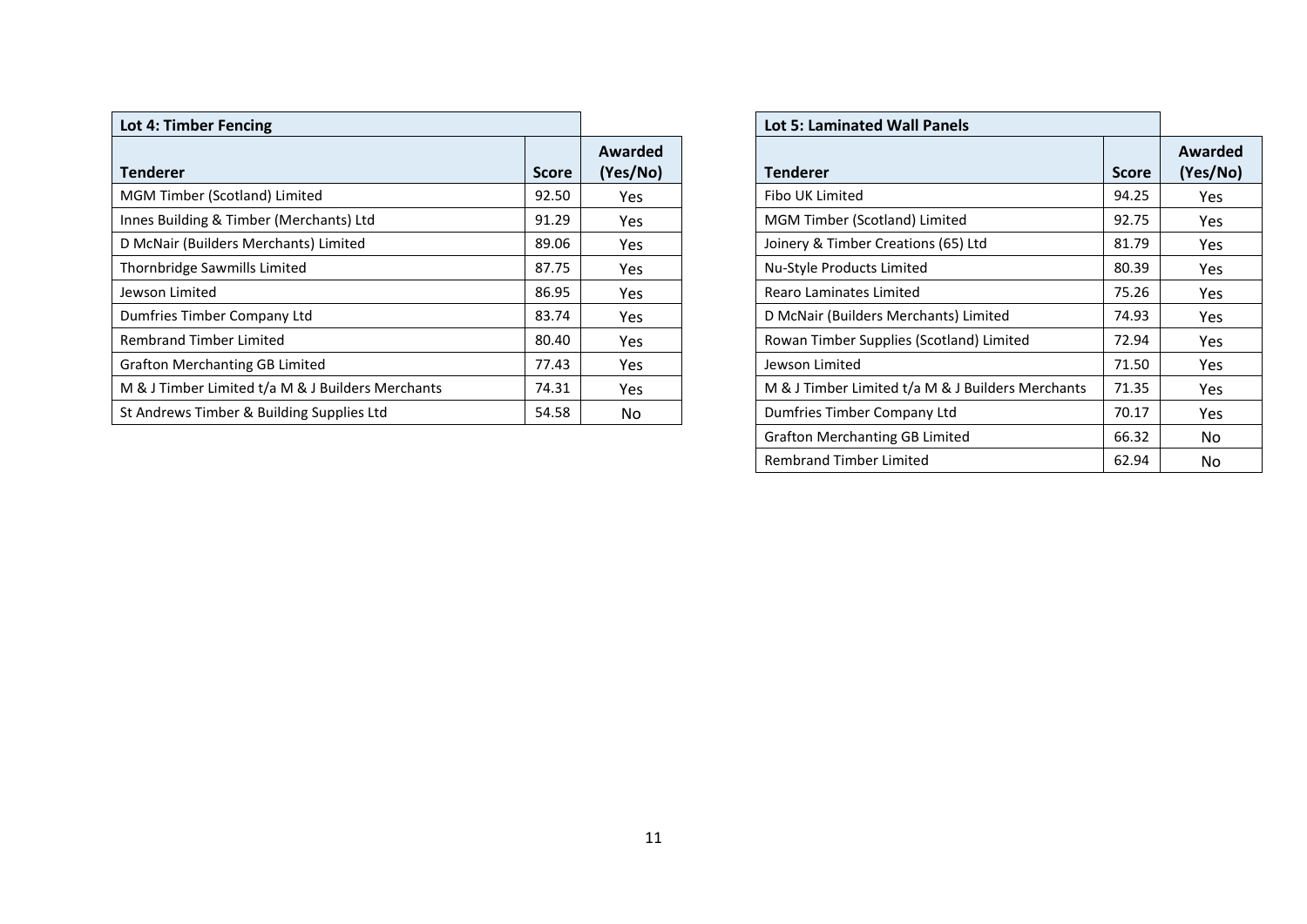| Lot 4: Timber Fencing | | |
|---|---|---|
| **Tenderer** | **Score** | **Awarded (Yes/No)** |
| MGM Timber (Scotland) Limited | 92.50 | Yes |
| Innes Building & Timber (Merchants) Ltd | 91.29 | Yes |
| D McNair (Builders Merchants) Limited | 89.06 | Yes |
| Thornbridge Sawmills Limited | 87.75 | Yes |
| Jewson Limited | 86.95 | Yes |
| Dumfries Timber Company Ltd | 83.74 | Yes |
| Rembrand Timber Limited | 80.40 | Yes |
| Grafton Merchanting GB Limited | 77.43 | Yes |
| M & J Timber Limited t/a M & J Builders Merchants | 74.31 | Yes |
| St Andrews Timber & Building Supplies Ltd | 54.58 | No |

| Lot 5: Laminated Wall Panels | | |
|---|---|---|
| **Tenderer** | **Score** | **Awarded (Yes/No)** |
| Fibo UK Limited | 94.25 | Yes |
| MGM Timber (Scotland) Limited | 92.75 | Yes |
| Joinery & Timber Creations (65) Ltd | 81.79 | Yes |
| Nu-Style Products Limited | 80.39 | Yes |
| Rearo Laminates Limited | 75.26 | Yes |
| D McNair (Builders Merchants) Limited | 74.93 | Yes |
| Rowan Timber Supplies (Scotland) Limited | 72.94 | Yes |
| Jewson Limited | 71.50 | Yes |
| M & J Timber Limited t/a M & J Builders Merchants | 71.35 | Yes |
| Dumfries Timber Company Ltd | 70.17 | Yes |
| Grafton Merchanting GB Limited | 66.32 | No |
| Rembrand Timber Limited | 62.94 | No |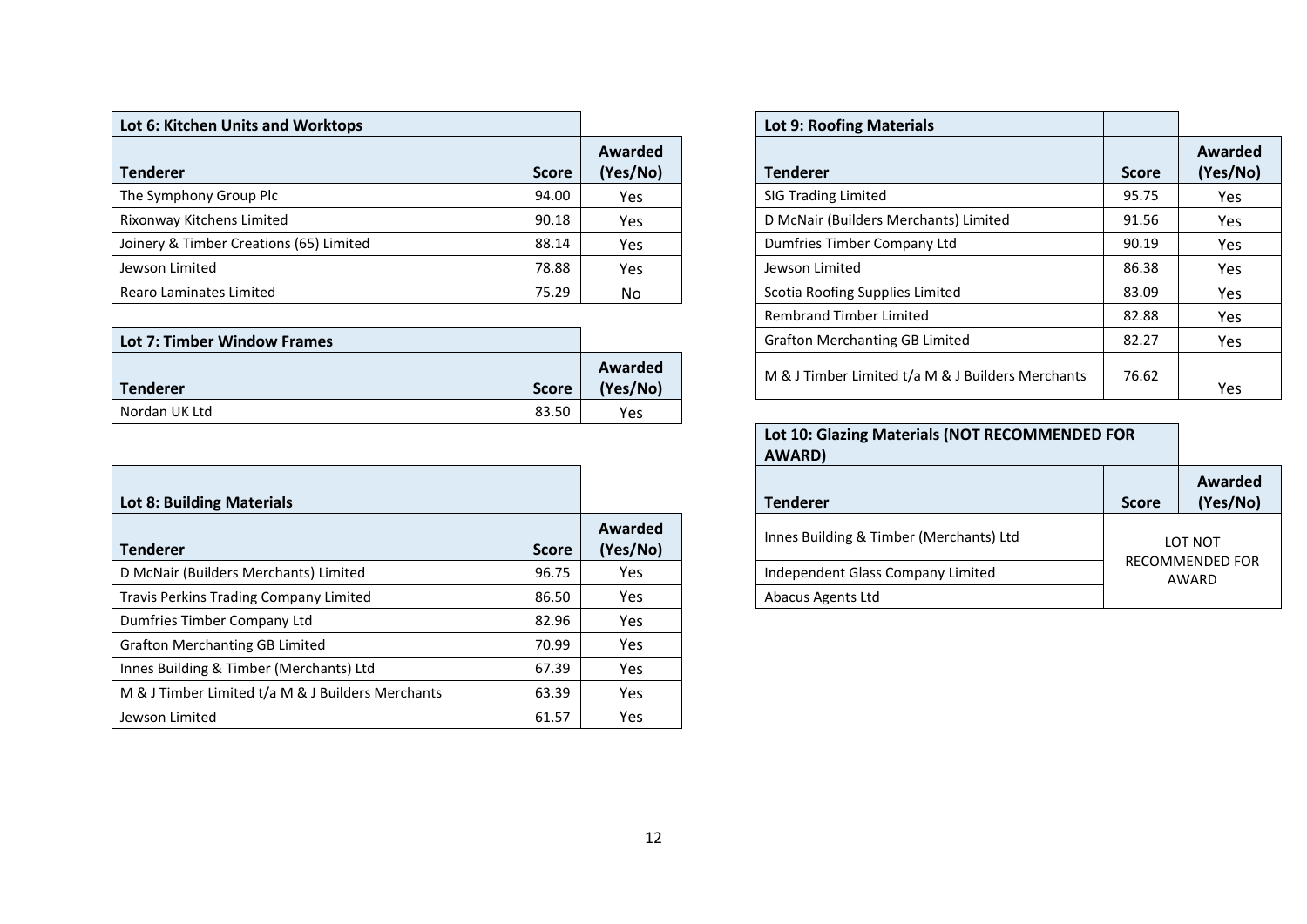| Lot 6: Kitchen Units and Worktops | | |
|---|---|---|
| **Tenderer** | **Score** | **Awarded (Yes/No)** |
| The Symphony Group Plc | 94.00 | Yes |
| Rixonway Kitchens Limited | 90.18 | Yes |
| Joinery & Timber Creations (65) Limited | 88.14 | Yes |
| Jewson Limited | 78.88 | Yes |
| Rearo Laminates Limited | 75.29 | No |

| Lot 7: Timber Window Frames | | |
|---|---|---|
| **Tenderer** | **Score** | **Awarded (Yes/No)** |
| Nordan UK Ltd | 83.50 | Yes |

| Lot 8: Building Materials | | |
|---|---|---|
| **Tenderer** | **Score** | **Awarded (Yes/No)** |
| D McNair (Builders Merchants) Limited | 96.75 | Yes |
| Travis Perkins Trading Company Limited | 86.50 | Yes |
| Dumfries Timber Company Ltd | 82.96 | Yes |
| Grafton Merchanting GB Limited | 70.99 | Yes |
| Innes Building & Timber (Merchants) Ltd | 67.39 | Yes |
| M & J Timber Limited t/a M & J Builders Merchants | 63.39 | Yes |
| Jewson Limited | 61.57 | Yes |

| Lot 9: Roofing Materials | | |
|---|---|---|
| **Tenderer** | **Score** | **Awarded (Yes/No)** |
| SIG Trading Limited | 95.75 | Yes |
| D McNair (Builders Merchants) Limited | 91.56 | Yes |
| Dumfries Timber Company Ltd | 90.19 | Yes |
| Jewson Limited | 86.38 | Yes |
| Scotia Roofing Supplies Limited | 83.09 | Yes |
| Rembrand Timber Limited | 82.88 | Yes |
| Grafton Merchanting GB Limited | 82.27 | Yes |
| M & J Timber Limited t/a M & J Builders Merchants | 76.62 | Yes |

| Lot 10: Glazing Materials (NOT RECOMMENDED FOR AWARD) | | |
|---|---|---|
| **Tenderer** | **Score** | **Awarded (Yes/No)** |
| Innes Building & Timber (Merchants) Ltd | LOT NOT RECOMMENDED FOR AWARD | |
| Independent Glass Company Limited | | |
| Abacus Agents Ltd | | |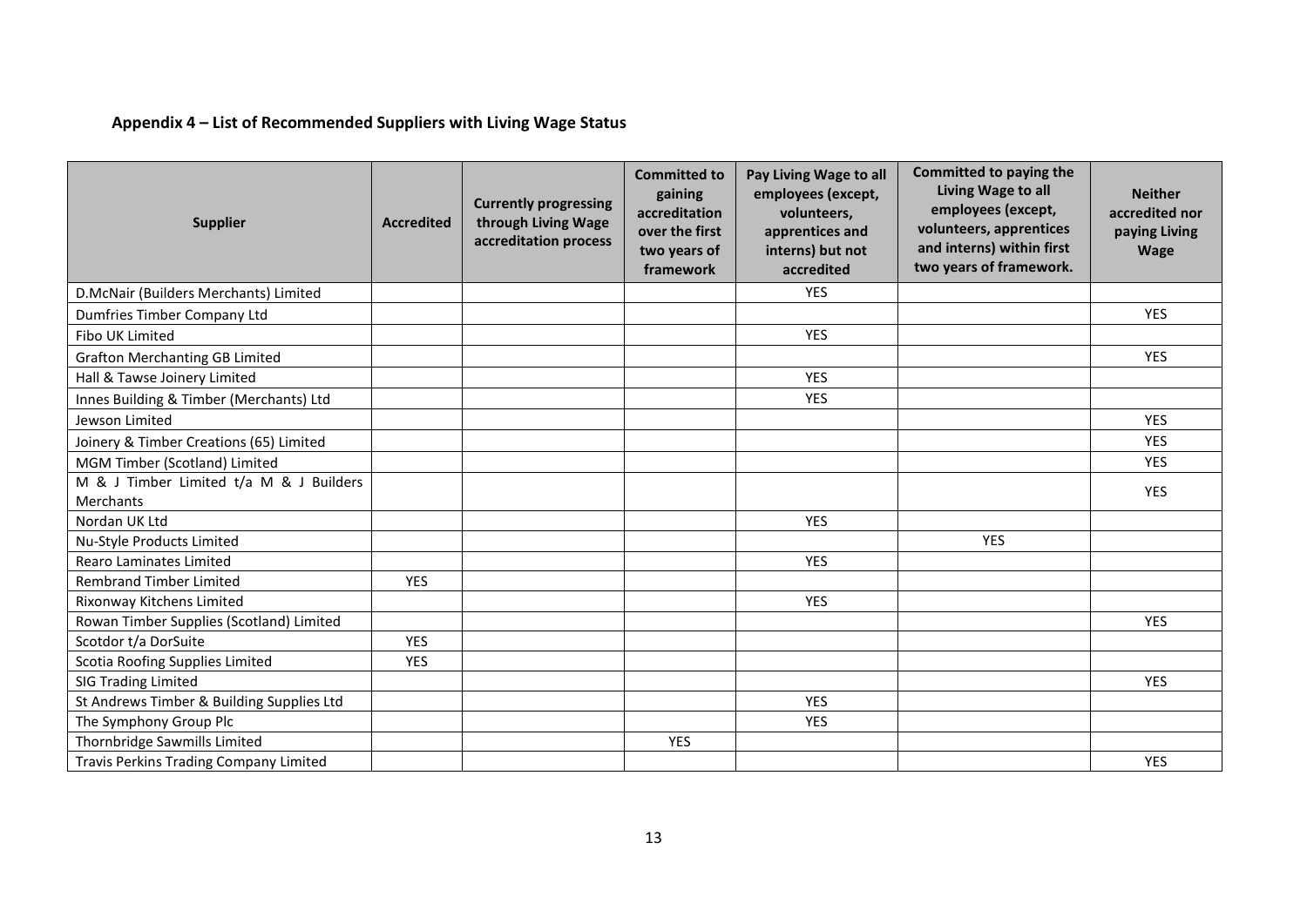## Appendix 4 – List of Recommended Suppliers with Living Wage Status

| Supplier | Accredited | Currently progressing through Living Wage accreditation process | Committed to gaining accreditation over the first two years of framework | Pay Living Wage to all employees (except, volunteers, apprentices and interns) but not accredited | Committed to paying the Living Wage to all employees (except, volunteers, apprentices and interns) within first two years of framework. | Neither accredited nor paying Living Wage |
|---|---|---|---|---|---|---|
| D.McNair (Builders Merchants) Limited | | | | YES | | |
| Dumfries Timber Company Ltd | | | | | | YES |
| Fibo UK Limited | | | | YES | | |
| Grafton Merchanting GB Limited | | | | | | YES |
| Hall & Tawse Joinery Limited | | | | YES | | |
| Innes Building & Timber (Merchants) Ltd | | | | YES | | |
| Jewson Limited | | | | | | YES |
| Joinery & Timber Creations (65) Limited | | | | | | YES |
| MGM Timber (Scotland) Limited | | | | | | YES |
| M & J Timber Limited t/a M & J Builders Merchants | | | | | | YES |
| Nordan UK Ltd | | | | YES | | |
| Nu-Style Products Limited | | | | | YES | |
| Rearo Laminates Limited | | | | YES | | |
| Rembrand Timber Limited | YES | | | | | |
| Rixonway Kitchens Limited | | | | YES | | |
| Rowan Timber Supplies (Scotland) Limited | | | | | | YES |
| Scotdor t/a DorSuite | YES | | | | | |
| Scotia Roofing Supplies Limited | YES | | | | | |
| SIG Trading Limited | | | | | | YES |
| St Andrews Timber & Building Supplies Ltd | | | | YES | | |
| The Symphony Group Plc | | | | YES | | |
| Thornbridge Sawmills Limited | | | YES | | | |
| Travis Perkins Trading Company Limited | | | | | | YES |